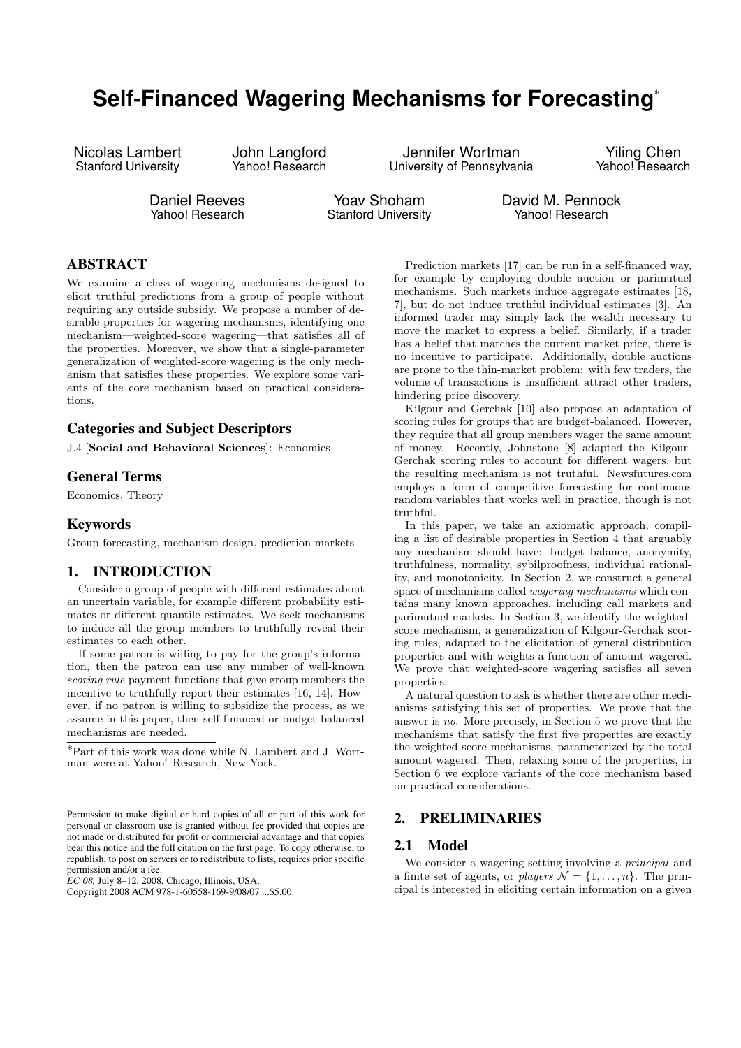# Self-Financed Wagering Mechanisms for Forecasting*

Nicolas Lambert
Stanford University

John Langford
Yahoo! Research

Jennifer Wortman
University of Pennsylvania

Yiling Chen
Yahoo! Research

Daniel Reeves
Yahoo! Research

Yoav Shoham
Stanford University

David M. Pennock
Yahoo! Research

## ABSTRACT

We examine a class of wagering mechanisms designed to elicit truthful predictions from a group of people without requiring any outside subsidy. We propose a number of desirable properties for wagering mechanisms, identifying one mechanism—weighted-score wagering—that satisfies all of the properties. Moreover, we show that a single-parameter generalization of weighted-score wagering is the only mechanism that satisfies these properties. We explore some variants of the core mechanism based on practical considerations.

### Categories and Subject Descriptors

J.4 [**Social and Behavioral Sciences**]: Economics

### General Terms

Economics, Theory

### Keywords

Group forecasting, mechanism design, prediction markets

## 1. INTRODUCTION

Consider a group of people with different estimates about an uncertain variable, for example different probability estimates or different quantile estimates. We seek mechanisms to induce all the group members to truthfully reveal their estimates to each other.

If some patron is willing to pay for the group's information, then the patron can use any number of well-known *scoring rule* payment functions that give group members the incentive to truthfully report their estimates [16, 14]. However, if no patron is willing to subsidize the process, as we assume in this paper, then self-financed or budget-balanced mechanisms are needed.

*Part of this work was done while N. Lambert and J. Wortman were at Yahoo! Research, New York.

Permission to make digital or hard copies of all or part of this work for personal or classroom use is granted without fee provided that copies are not made or distributed for profit or commercial advantage and that copies bear this notice and the full citation on the first page. To copy otherwise, to republish, to post on servers or to redistribute to lists, requires prior specific permission and/or a fee.
*EC'08,* July 8–12, 2008, Chicago, Illinois, USA.
Copyright 2008 ACM 978-1-60558-169-9/08/07 ...$5.00.

Prediction markets [17] can be run in a self-financed way, for example by employing double auction or parimutuel mechanisms. Such markets induce aggregate estimates [18, 7], but do not induce truthful individual estimates [3]. An informed trader may simply lack the wealth necessary to move the market to express a belief. Similarly, if a trader has a belief that matches the current market price, there is no incentive to participate. Additionally, double auctions are prone to the thin-market problem: with few traders, the volume of transactions is insufficient attract other traders, hindering price discovery.

Kilgour and Gerchak [10] also propose an adaptation of scoring rules for groups that are budget-balanced. However, they require that all group members wager the same amount of money. Recently, Johnstone [8] adapted the Kilgour-Gerchak scoring rules to account for different wagers, but the resulting mechanism is not truthful. Newsfutures.com employs a form of competitive forecasting for continuous random variables that works well in practice, though is not truthful.

In this paper, we take an axiomatic approach, compiling a list of desirable properties in Section 4 that arguably any mechanism should have: budget balance, anonymity, truthfulness, normality, sybilproofness, individual rationality, and monotonicity. In Section 2, we construct a general space of mechanisms called *wagering mechanisms* which contains many known approaches, including call markets and parimutuel markets. In Section 3, we identify the weighted-score mechanism, a generalization of Kilgour-Gerchak scoring rules, adapted to the elicitation of general distribution properties and with weights a function of amount wagered. We prove that weighted-score wagering satisfies all seven properties.

A natural question to ask is whether there are other mechanisms satisfying this set of properties. We prove that the answer is *no.* More precisely, in Section 5 we prove that the mechanisms that satisfy the first five properties are exactly the weighted-score mechanisms, parameterized by the total amount wagered. Then, relaxing some of the properties, in Section 6 we explore variants of the core mechanism based on practical considerations.

## 2. PRELIMINARIES

### 2.1 Model

We consider a wagering setting involving a *principal* and a finite set of agents, or *players* $\mathcal{N} = \{1, \ldots, n\}$. The principal is interested in eliciting certain information on a given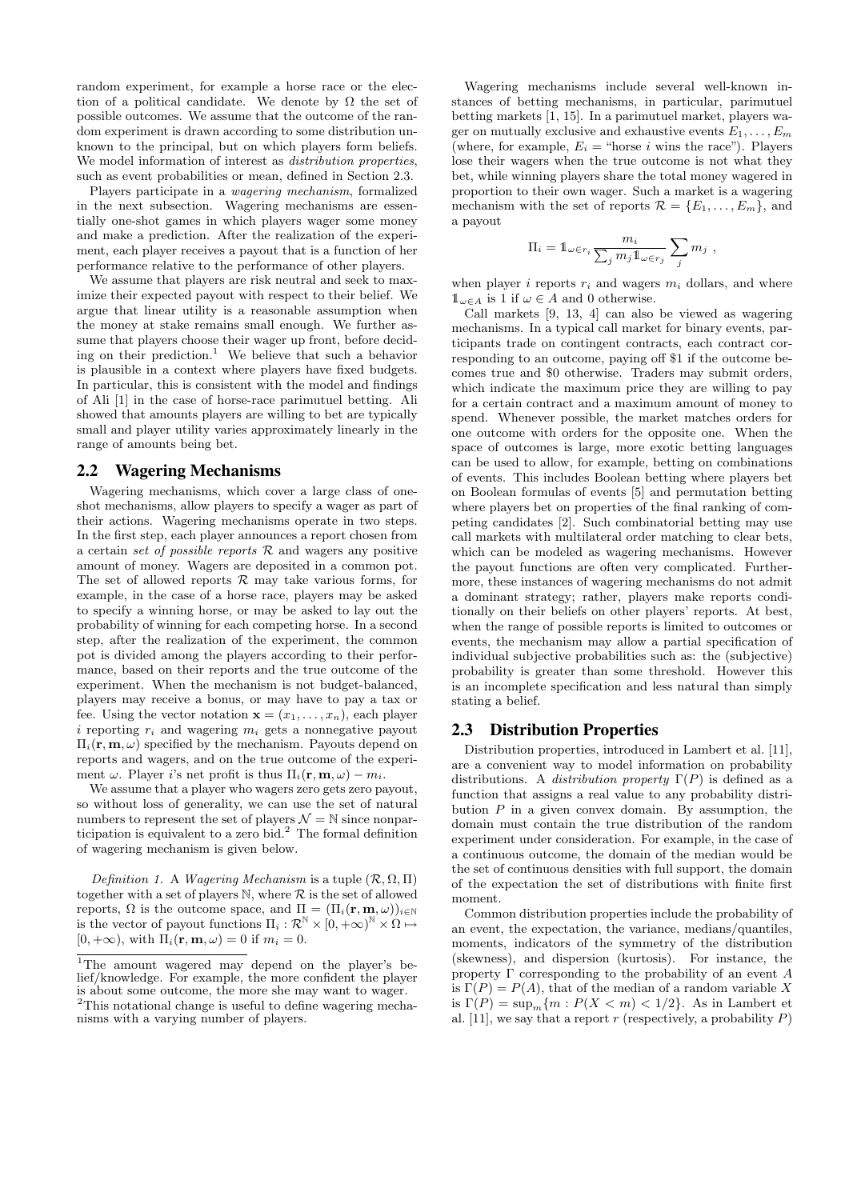random experiment, for example a horse race or the election of a political candidate. We denote by $\Omega$ the set of possible outcomes. We assume that the outcome of the random experiment is drawn according to some distribution unknown to the principal, but on which players form beliefs. We model information of interest as *distribution properties*, such as event probabilities or mean, defined in Section 2.3.

Players participate in a *wagering mechanism*, formalized in the next subsection. Wagering mechanisms are essentially one-shot games in which players wager some money and make a prediction. After the realization of the experiment, each player receives a payout that is a function of her performance relative to the performance of other players.

We assume that players are risk neutral and seek to maximize their expected payout with respect to their belief. We argue that linear utility is a reasonable assumption when the money at stake remains small enough. We further assume that players choose their wager up front, before deciding on their prediction.[1] We believe that such a behavior is plausible in a context where players have fixed budgets. In particular, this is consistent with the model and findings of Ali [1] in the case of horse-race parimutuel betting. Ali showed that amounts players are willing to bet are typically small and player utility varies approximately linearly in the range of amounts being bet.

## 2.2 Wagering Mechanisms

Wagering mechanisms, which cover a large class of one-shot mechanisms, allow players to specify a wager as part of their actions. Wagering mechanisms operate in two steps. In the first step, each player announces a report chosen from a certain *set of possible reports* $\mathcal{R}$ and wagers any positive amount of money. Wagers are deposited in a common pot. The set of allowed reports $\mathcal{R}$ may take various forms, for example, in the case of a horse race, players may be asked to specify a winning horse, or may be asked to lay out the probability of winning for each competing horse. In a second step, after the realization of the experiment, the common pot is divided among the players according to their performance, based on their reports and the true outcome of the experiment. When the mechanism is not budget-balanced, players may receive a bonus, or may have to pay a tax or fee. Using the vector notation $\mathbf{x} = (x_1, \dots, x_n)$, each player $i$ reporting $r_i$ and wagering $m_i$ gets a nonnegative payout $\Pi_i(\mathbf{r}, \mathbf{m}, \omega)$ specified by the mechanism. Payouts depend on reports and wagers, and on the true outcome of the experiment $\omega$. Player $i$'s net profit is thus $\Pi_i(\mathbf{r}, \mathbf{m}, \omega) - m_i$.

We assume that a player who wagers zero gets zero payout, so without loss of generality, we can use the set of natural numbers to represent the set of players $\mathcal{N} = \mathbb{N}$ since nonparticipation is equivalent to a zero bid.[2] The formal definition of wagering mechanism is given below.

*Definition 1.* A *Wagering Mechanism* is a tuple $(\mathcal{R}, \Omega, \Pi)$ together with a set of players $\mathbb{N}$, where $\mathcal{R}$ is the set of allowed reports, $\Omega$ is the outcome space, and $\Pi = (\Pi_i(\mathbf{r}, \mathbf{m}, \omega))_{i \in \mathbb{N}}$ is the vector of payout functions $\Pi_i : \mathcal{R}^{\mathbb{N}} \times [0, +\infty)^{\mathbb{N}} \times \Omega \mapsto [0, +\infty)$, with $\Pi_i(\mathbf{r}, \mathbf{m}, \omega) = 0$ if $m_i = 0$.

Wagering mechanisms include several well-known instances of betting mechanisms, in particular, parimutuel betting markets [1, 15]. In a parimutuel market, players wager on mutually exclusive and exhaustive events $E_1, \dots, E_m$ (where, for example, $E_i$ = "horse $i$ wins the race"). Players lose their wagers when the true outcome is not what they bet, while winning players share the total money wagered in proportion to their own wager. Such a market is a wagering mechanism with the set of reports $\mathcal{R} = \{E_1, \dots, E_m\}$, and a payout

$$\Pi_i = \mathbb{1}_{\omega \in r_i} \frac{m_i}{\sum_j m_j \mathbb{1}_{\omega \in r_j}} \sum_j m_j \ ,$$

when player $i$ reports $r_i$ and wagers $m_i$ dollars, and where $\mathbb{1}_{\omega \in A}$ is 1 if $\omega \in A$ and 0 otherwise.

Call markets [9, 13, 4] can also be viewed as wagering mechanisms. In a typical call market for binary events, participants trade on contingent contracts, each contract corresponding to an outcome, paying off \$1 if the outcome becomes true and \$0 otherwise. Traders may submit orders, which indicate the maximum price they are willing to pay for a certain contract and a maximum amount of money to spend. Whenever possible, the market matches orders for one outcome with orders for the opposite one. When the space of outcomes is large, more exotic betting languages can be used to allow, for example, betting on combinations of events. This includes Boolean betting where players bet on Boolean formulas of events [5] and permutation betting where players bet on properties of the final ranking of competing candidates [2]. Such combinatorial betting may use call markets with multilateral order matching to clear bets, which can be modeled as wagering mechanisms. However the payout functions are often very complicated. Furthermore, these instances of wagering mechanisms do not admit a dominant strategy; rather, players make reports conditionally on their beliefs on other players' reports. At best, when the range of possible reports is limited to outcomes or events, the mechanism may allow a partial specification of individual subjective probabilities such as: the (subjective) probability is greater than some threshold. However this is an incomplete specification and less natural than simply stating a belief.

## 2.3 Distribution Properties

Distribution properties, introduced in Lambert et al. [11], are a convenient way to model information on probability distributions. A *distribution property* $\Gamma(P)$ is defined as a function that assigns a real value to any probability distribution $P$ in a given convex domain. By assumption, the domain must contain the true distribution of the random experiment under consideration. For example, in the case of a continuous outcome, the domain of the median would be the set of continuous densities with full support, the domain of the expectation the set of distributions with finite first moment.

Common distribution properties include the probability of an event, the expectation, the variance, medians/quantiles, moments, indicators of the symmetry of the distribution (skewness), and dispersion (kurtosis). For instance, the property $\Gamma$ corresponding to the probability of an event $A$ is $\Gamma(P) = P(A)$, that of the median of a random variable $X$ is $\Gamma(P) = \sup_m \{m : P(X < m) < 1/2\}$. As in Lambert et al. [11], we say that a report $r$ (respectively, a probability $P$)

---

[1] The amount wagered may depend on the player's belief/knowledge. For example, the more confident the player is about some outcome, the more she may want to wager.

[2] This notational change is useful to define wagering mechanisms with a varying number of players.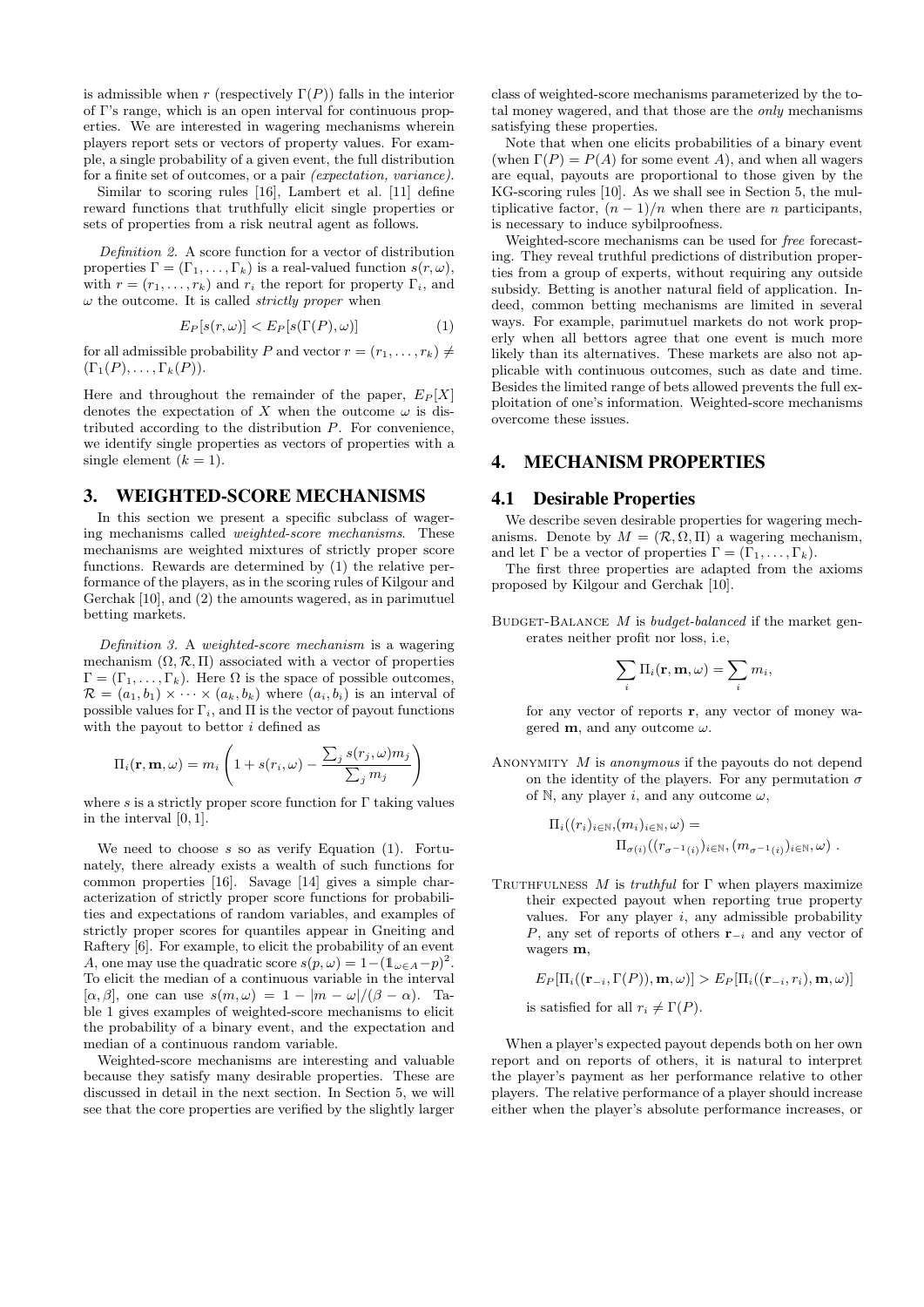is admissible when $r$ (respectively $\Gamma(P)$) falls in the interior of $\Gamma$'s range, which is an open interval for continuous properties. We are interested in wagering mechanisms wherein players report sets or vectors of property values. For example, a single probability of a given event, the full distribution for a finite set of outcomes, or a pair *(expectation, variance)*.

Similar to scoring rules [16], Lambert et al. [11] define reward functions that truthfully elicit single properties or sets of properties from a risk neutral agent as follows.

*Definition 2.* A score function for a vector of distribution properties $\Gamma = (\Gamma_1, \ldots, \Gamma_k)$ is a real-valued function $s(r, \omega)$, with $r = (r_1, \ldots, r_k)$ and $r_i$ the report for property $\Gamma_i$, and $\omega$ the outcome. It is called *strictly proper* when

$$E_P[s(r, \omega)] < E_P[s(\Gamma(P), \omega)] \qquad (1)$$

for all admissible probability $P$ and vector $r = (r_1, \ldots, r_k) \neq (\Gamma_1(P), \ldots, \Gamma_k(P))$.

Here and throughout the remainder of the paper, $E_P[X]$ denotes the expectation of $X$ when the outcome $\omega$ is distributed according to the distribution $P$. For convenience, we identify single properties as vectors of properties with a single element ($k = 1$).

## 3. WEIGHTED-SCORE MECHANISMS

In this section we present a specific subclass of wagering mechanisms called *weighted-score mechanisms*. These mechanisms are weighted mixtures of strictly proper score functions. Rewards are determined by (1) the relative performance of the players, as in the scoring rules of Kilgour and Gerchak [10], and (2) the amounts wagered, as in parimutuel betting markets.

*Definition 3.* A *weighted-score mechanism* is a wagering mechanism $(\Omega, \mathcal{R}, \Pi)$ associated with a vector of properties $\Gamma = (\Gamma_1, \ldots, \Gamma_k)$. Here $\Omega$ is the space of possible outcomes, $\mathcal{R} = (a_1, b_1) \times \cdots \times (a_k, b_k)$ where $(a_i, b_i)$ is an interval of possible values for $\Gamma_i$, and $\Pi$ is the vector of payout functions with the payout to bettor $i$ defined as

$$\Pi_i(\mathbf{r}, \mathbf{m}, \omega) = m_i \left( 1 + s(r_i, \omega) - \frac{\sum_j s(r_j, \omega) m_j}{\sum_j m_j} \right)$$

where $s$ is a strictly proper score function for $\Gamma$ taking values in the interval $[0, 1]$.

We need to choose $s$ so as verify Equation (1). Fortunately, there already exists a wealth of such functions for common properties [16]. Savage [14] gives a simple characterization of strictly proper score functions for probabilities and expectations of random variables, and examples of strictly proper scores for quantiles appear in Gneiting and Raftery [6]. For example, to elicit the probability of an event $A$, one may use the quadratic score $s(p, \omega) = 1 - (\mathbb{1}_{\omega \in A} - p)^2$. To elicit the median of a continuous variable in the interval $[\alpha, \beta]$, one can use $s(m, \omega) = 1 - |m - \omega|/(\beta - \alpha)$. Table 1 gives examples of weighted-score mechanisms to elicit the probability of a binary event, and the expectation and median of a continuous random variable.

Weighted-score mechanisms are interesting and valuable because they satisfy many desirable properties. These are discussed in detail in the next section. In Section 5, we will see that the core properties are verified by the slightly larger class of weighted-score mechanisms parameterized by the total money wagered, and that those are the *only* mechanisms satisfying these properties.

Note that when one elicits probabilities of a binary event (when $\Gamma(P) = P(A)$ for some event $A$), and when all wagers are equal, payouts are proportional to those given by the KG-scoring rules [10]. As we shall see in Section 5, the multiplicative factor, $(n-1)/n$ when there are $n$ participants, is necessary to induce sybilproofness.

Weighted-score mechanisms can be used for *free* forecasting. They reveal truthful predictions of distribution properties from a group of experts, without requiring any outside subsidy. Betting is another natural field of application. Indeed, common betting mechanisms are limited in several ways. For example, parimutuel markets do not work properly when all bettors agree that one event is much more likely than its alternatives. These markets are also not applicable with continuous outcomes, such as date and time. Besides the limited range of bets allowed prevents the full exploitation of one's information. Weighted-score mechanisms overcome these issues.

## 4. MECHANISM PROPERTIES

### 4.1 Desirable Properties

We describe seven desirable properties for wagering mechanisms. Denote by $M = (\mathcal{R}, \Omega, \Pi)$ a wagering mechanism, and let $\Gamma$ be a vector of properties $\Gamma = (\Gamma_1, \ldots, \Gamma_k)$.

The first three properties are adapted from the axioms proposed by Kilgour and Gerchak [10].

BUDGET-BALANCE $M$ is *budget-balanced* if the market generates neither profit nor loss, i.e,

$$\sum_i \Pi_i(\mathbf{r}, \mathbf{m}, \omega) = \sum_i m_i,$$

for any vector of reports $\mathbf{r}$, any vector of money wagered $\mathbf{m}$, and any outcome $\omega$.

ANONYMITY $M$ is *anonymous* if the payouts do not depend on the identity of the players. For any permutation $\sigma$ of $\mathbb{N}$, any player $i$, and any outcome $\omega$,

$$\Pi_i((r_i)_{i \in \mathbb{N}}, (m_i)_{i \in \mathbb{N}}, \omega) = \Pi_{\sigma(i)}((r_{\sigma^{-1}(i)})_{i \in \mathbb{N}}, (m_{\sigma^{-1}(i)})_{i \in \mathbb{N}}, \omega) \ .$$

TRUTHFULNESS $M$ is *truthful* for $\Gamma$ when players maximize their expected payout when reporting true property values. For any player $i$, any admissible probability $P$, any set of reports of others $\mathbf{r}_{-i}$ and any vector of wagers $\mathbf{m}$,

$$E_P[\Pi_i((\mathbf{r}_{-i}, \Gamma(P)), \mathbf{m}, \omega)] > E_P[\Pi_i((\mathbf{r}_{-i}, r_i), \mathbf{m}, \omega)]$$

is satisfied for all $r_i \neq \Gamma(P)$.

When a player's expected payout depends both on her own report and on reports of others, it is natural to interpret the player's payment as her performance relative to other players. The relative performance of a player should increase either when the player's absolute performance increases, or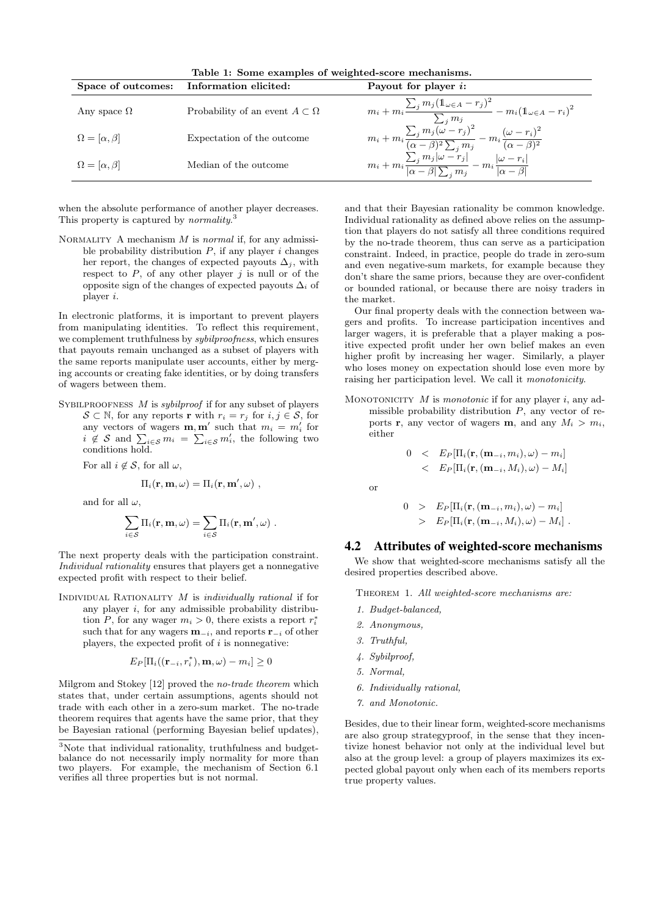**Table 1: Some examples of weighted-score mechanisms.**

| Space of outcomes: | Information elicited: | Payout for player $i$: |
|---|---|---|
| Any space $\Omega$ | Probability of an event $A \subset \Omega$ | $m_i + m_i \frac{\sum_j m_j (\mathbb{1}_{\omega \in A} - r_j)^2}{\sum_j m_j} - m_i (\mathbb{1}_{\omega \in A} - r_i)^2$ |
| $\Omega = [\alpha, \beta]$ | Expectation of the outcome | $m_i + m_i \frac{\sum_j m_j (\omega - r_j)^2}{(\alpha - \beta)^2 \sum_j m_j} - m_i \frac{(\omega - r_i)^2}{(\alpha - \beta)^2}$ |
| $\Omega = [\alpha, \beta]$ | Median of the outcome | $m_i + m_i \frac{\sum_j m_j \lvert\omega - r_j\rvert}{\lvert\alpha - \beta\rvert \sum_j m_j} - m_i \frac{\lvert\omega - r_i\rvert}{\lvert\alpha - \beta\rvert}$ |

when the absolute performance of another player decreases. This property is captured by *normality*.[3]

NORMALITY A mechanism $M$ is *normal* if, for any admissible probability distribution $P$, if any player $i$ changes her report, the changes of expected payouts $\Delta_j$, with respect to $P$, of any other player $j$ is null or of the opposite sign of the changes of expected payouts $\Delta_i$ of player $i$.

In electronic platforms, it is important to prevent players from manipulating identities. To reflect this requirement, we complement truthfulness by *sybilproofness*, which ensures that payouts remain unchanged as a subset of players with the same reports manipulate user accounts, either by merging accounts or creating fake identities, or by doing transfers of wagers between them.

SYBILPROOFNESS $M$ is *sybilproof* if for any subset of players $\mathcal{S} \subset \mathbb{N}$, for any reports $\mathbf{r}$ with $r_i = r_j$ for $i, j \in \mathcal{S}$, for any vectors of wagers $\mathbf{m}, \mathbf{m}'$ such that $m_i = m_i'$ for $i \notin \mathcal{S}$ and $\sum_{i \in \mathcal{S}} m_i = \sum_{i \in \mathcal{S}} m_i'$, the following two conditions hold.

For all $i \notin \mathcal{S}$, for all $\omega$,

$$\Pi_i(\mathbf{r}, \mathbf{m}, \omega) = \Pi_i(\mathbf{r}, \mathbf{m}', \omega) \ ,$$

and for all $\omega$,

$$\sum_{i \in \mathcal{S}} \Pi_i(\mathbf{r}, \mathbf{m}, \omega) = \sum_{i \in \mathcal{S}} \Pi_i(\mathbf{r}, \mathbf{m}', \omega) \ .$$

The next property deals with the participation constraint. *Individual rationality* ensures that players get a nonnegative expected profit with respect to their belief.

INDIVIDUAL RATIONALITY $M$ is *individually rational* if for any player $i$, for any admissible probability distribution $P$, for any wager $m_i > 0$, there exists a report $r_i^*$ such that for any wagers $\mathbf{m}_{-i}$, and reports $\mathbf{r}_{-i}$ of other players, the expected profit of $i$ is nonnegative:

$$E_P[\Pi_i((\mathbf{r}_{-i}, r_i^*), \mathbf{m}, \omega) - m_i] \geq 0$$

Milgrom and Stokey [12] proved the *no-trade theorem* which states that, under certain assumptions, agents should not trade with each other in a zero-sum market. The no-trade theorem requires that agents have the same prior, that they be Bayesian rational (performing Bayesian belief updates), and that their Bayesian rationality be common knowledge. Individual rationality as defined above relies on the assumption that players do not satisfy all three conditions required by the no-trade theorem, thus can serve as a participation constraint. Indeed, in practice, people do trade in zero-sum and even negative-sum markets, for example because they don't share the same priors, because they are over-confident or bounded rational, or because there are noisy traders in the market.

Our final property deals with the connection between wagers and profits. To increase participation incentives and larger wagers, it is preferable that a player making a positive expected profit under her own belief makes an even higher profit by increasing her wager. Similarly, a player who loses money on expectation should lose even more by raising her participation level. We call it *monotonicity*.

MONOTONICITY $M$ is *monotonic* if for any player $i$, any admissible probability distribution $P$, any vector of reports $\mathbf{r}$, any vector of wagers $\mathbf{m}$, and any $M_i > m_i$, either

$$\begin{aligned} 0 &< E_P[\Pi_i(\mathbf{r}, (\mathbf{m}_{-i}, m_i), \omega) - m_i] \\ &< E_P[\Pi_i(\mathbf{r}, (\mathbf{m}_{-i}, M_i), \omega) - M_i] \end{aligned}$$

or

$$\begin{aligned} 0 &> E_P[\Pi_i(\mathbf{r}, (\mathbf{m}_{-i}, m_i), \omega) - m_i] \\ &> E_P[\Pi_i(\mathbf{r}, (\mathbf{m}_{-i}, M_i), \omega) - M_i] \ . \end{aligned}$$

## 4.2 Attributes of weighted-score mechanisms

We show that weighted-score mechanisms satisfy all the desired properties described above.

THEOREM 1. *All weighted-score mechanisms are:*

1. *Budget-balanced,*
2. *Anonymous,*
3. *Truthful,*
4. *Sybilproof,*
5. *Normal,*
6. *Individually rational,*
7. *and Monotonic.*

Besides, due to their linear form, weighted-score mechanisms are also group strategyproof, in the sense that they incentivize honest behavior not only at the individual level but also at the group level: a group of players maximizes its expected global payout only when each of its members reports true property values.

[3] Note that individual rationality, truthfulness and budget-balance do not necessarily imply normality for more than two players. For example, the mechanism of Section 6.1 verifies all three properties but is not normal.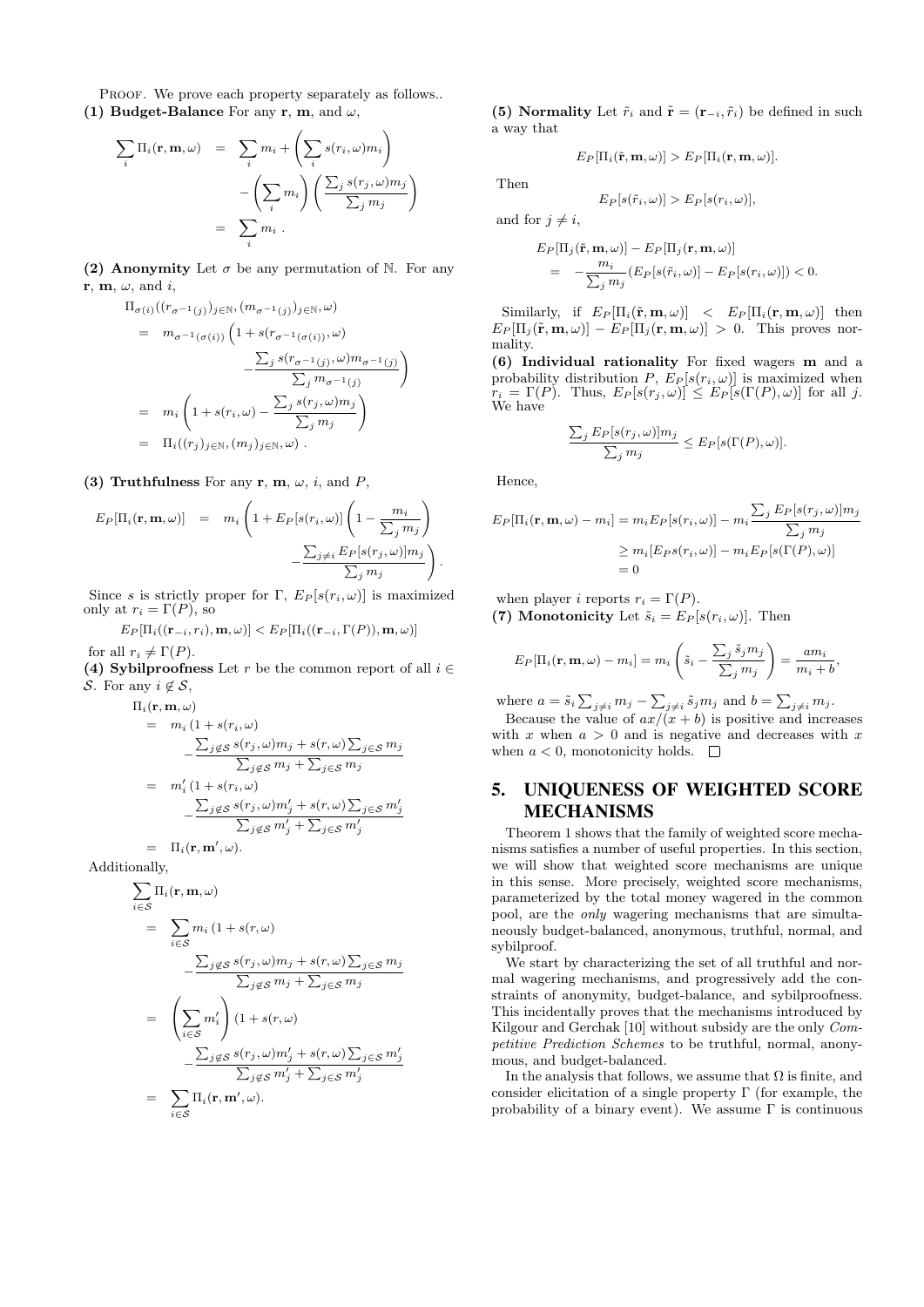PROOF. We prove each property separately as follows..

**(1) Budget-Balance** For any $\mathbf{r}$, $\mathbf{m}$, and $\omega$,

$$\begin{aligned}\sum_i \Pi_i(\mathbf{r},\mathbf{m},\omega) &= \sum_i m_i + \left(\sum_i s(r_i,\omega)m_i\right) \\ &\quad - \left(\sum_i m_i\right)\left(\frac{\sum_j s(r_j,\omega)m_j}{\sum_j m_j}\right) \\ &= \sum_i m_i\ .\end{aligned}$$

**(2) Anonymity** Let $\sigma$ be any permutation of $\mathbb{N}$. For any $\mathbf{r}$, $\mathbf{m}$, $\omega$, and $i$,

$$\begin{aligned}&\Pi_{\sigma(i)}((r_{\sigma^{-1}(j)})_{j\in\mathbb{N}},(m_{\sigma^{-1}(j)})_{j\in\mathbb{N}},\omega) \\ &= m_{\sigma^{-1}(\sigma(i))}\Big(1+s(r_{\sigma^{-1}(\sigma(i))},\omega) \\ &\qquad -\frac{\sum_j s(r_{\sigma^{-1}(j)},\omega)m_{\sigma^{-1}(j)}}{\sum_j m_{\sigma^{-1}(j)}}\Big) \\ &= m_i\left(1+s(r_i,\omega)-\frac{\sum_j s(r_j,\omega)m_j}{\sum_j m_j}\right) \\ &= \Pi_i((r_j)_{j\in\mathbb{N}},(m_j)_{j\in\mathbb{N}},\omega)\ .\end{aligned}$$

**(3) Truthfulness** For any $\mathbf{r}$, $\mathbf{m}$, $\omega$, $i$, and $P$,

$$\begin{aligned}E_P[\Pi_i(\mathbf{r},\mathbf{m},\omega)] &= m_i\Bigg(1+E_P[s(r_i,\omega)]\left(1-\frac{m_i}{\sum_j m_j}\right) \\ &\qquad -\frac{\sum_{j\neq i}E_P[s(r_j,\omega)]m_j}{\sum_j m_j}\Bigg).\end{aligned}$$

Since $s$ is strictly proper for $\Gamma$, $E_P[s(r_i,\omega)]$ is maximized only at $r_i=\Gamma(P)$, so

$$E_P[\Pi_i((\mathbf{r}_{-i},r_i),\mathbf{m},\omega)] < E_P[\Pi_i((\mathbf{r}_{-i},\Gamma(P)),\mathbf{m},\omega)]$$

for all $r_i \neq \Gamma(P)$.

**(4) Sybilproofness** Let $r$ be the common report of all $i\in\mathcal{S}$. For any $i\notin\mathcal{S}$,

$$\begin{aligned}&\Pi_i(\mathbf{r},\mathbf{m},\omega) \\ &= m_i\,(1+s(r_i,\omega) \\ &\qquad -\frac{\sum_{j\notin\mathcal{S}}s(r_j,\omega)m_j+s(r,\omega)\sum_{j\in\mathcal{S}}m_j}{\sum_{j\notin\mathcal{S}}m_j+\sum_{j\in\mathcal{S}}m_j} \\ &= m'_i\,(1+s(r_i,\omega) \\ &\qquad -\frac{\sum_{j\notin\mathcal{S}}s(r_j,\omega)m'_j+s(r,\omega)\sum_{j\in\mathcal{S}}m'_j}{\sum_{j\notin\mathcal{S}}m'_j+\sum_{j\in\mathcal{S}}m'_j} \\ &= \Pi_i(\mathbf{r},\mathbf{m}',\omega).\end{aligned}$$

Additionally,

$$\begin{aligned}&\sum_{i\in\mathcal{S}}\Pi_i(\mathbf{r},\mathbf{m},\omega) \\ &= \sum_{i\in\mathcal{S}}m_i\,(1+s(r,\omega) \\ &\qquad -\frac{\sum_{j\notin\mathcal{S}}s(r_j,\omega)m_j+s(r,\omega)\sum_{j\in\mathcal{S}}m_j}{\sum_{j\notin\mathcal{S}}m_j+\sum_{j\in\mathcal{S}}m_j} \\ &= \left(\sum_{i\in\mathcal{S}}m'_i\right)(1+s(r,\omega) \\ &\qquad -\frac{\sum_{j\notin\mathcal{S}}s(r_j,\omega)m'_j+s(r,\omega)\sum_{j\in\mathcal{S}}m'_j}{\sum_{j\notin\mathcal{S}}m'_j+\sum_{j\in\mathcal{S}}m'_j} \\ &= \sum_{i\in\mathcal{S}}\Pi_i(\mathbf{r},\mathbf{m}',\omega).\end{aligned}$$

**(5) Normality** Let $\tilde{r}_i$ and $\tilde{\mathbf{r}}=(\mathbf{r}_{-i},\tilde{r}_i)$ be defined in such a way that

$$E_P[\Pi_i(\tilde{\mathbf{r}},\mathbf{m},\omega)] > E_P[\Pi_i(\mathbf{r},\mathbf{m},\omega)].$$

Then

$$E_P[s(\tilde{r}_i,\omega)] > E_P[s(r_i,\omega)],$$

and for $j\neq i$,

$$\begin{aligned}&E_P[\Pi_j(\tilde{\mathbf{r}},\mathbf{m},\omega)]-E_P[\Pi_j(\mathbf{r},\mathbf{m},\omega)] \\ &= -\frac{m_i}{\sum_j m_j}(E_P[s(\tilde{r}_i,\omega)]-E_P[s(r_i,\omega)])<0.\end{aligned}$$

Similarly, if $E_P[\Pi_i(\tilde{\mathbf{r}},\mathbf{m},\omega)] < E_P[\Pi_i(\mathbf{r},\mathbf{m},\omega)]$ then $E_P[\Pi_j(\tilde{\mathbf{r}},\mathbf{m},\omega)]-E_P[\Pi_j(\mathbf{r},\mathbf{m},\omega)]>0$. This proves normality.

**(6) Individual rationality** For fixed wagers $\mathbf{m}$ and a probability distribution $P$, $E_P[s(r_i,\omega)]$ is maximized when $r_i=\Gamma(P)$. Thus, $E_P[s(r_j,\omega)]\le E_P[s(\Gamma(P),\omega)]$ for all $j$. We have

$$\frac{\sum_j E_P[s(r_j,\omega)]m_j}{\sum_j m_j}\le E_P[s(\Gamma(P),\omega)].$$

Hence,

$$\begin{aligned}E_P[\Pi_i(\mathbf{r},\mathbf{m},\omega)-m_i] &= m_iE_P[s(r_i,\omega)]-m_i\frac{\sum_j E_P[s(r_j,\omega)]m_j}{\sum_j m_j} \\ &\ge m_i[E_Ps(r_i,\omega)]-m_iE_P[s(\Gamma(P),\omega)] \\ &= 0\end{aligned}$$

when player $i$ reports $r_i=\Gamma(P)$.

**(7) Monotonicity** Let $\tilde{s}_i=E_P[s(r_i,\omega)]$. Then

$$E_P[\Pi_i(\mathbf{r},\mathbf{m},\omega)-m_i]=m_i\left(\tilde{s}_i-\frac{\sum_j\tilde{s}_jm_j}{\sum_j m_j}\right)=\frac{am_i}{m_i+b},$$

where $a=\tilde{s}_i\sum_{j\neq i}m_j-\sum_{j\neq i}\tilde{s}_jm_j$ and $b=\sum_{j\neq i}m_j$.

Because the value of $ax/(x+b)$ is positive and increases with $x$ when $a>0$ and is negative and decreases with $x$ when $a<0$, monotonicity holds. $\square$

## 5. UNIQUENESS OF WEIGHTED SCORE MECHANISMS

Theorem 1 shows that the family of weighted score mechanisms satisfies a number of useful properties. In this section, we will show that weighted score mechanisms are unique in this sense. More precisely, weighted score mechanisms, parameterized by the total money wagered in the common pool, are the *only* wagering mechanisms that are simultaneously budget-balanced, anonymous, truthful, normal, and sybilproof.

We start by characterizing the set of all truthful and normal wagering mechanisms, and progressively add the constraints of anonymity, budget-balance, and sybilproofness. This incidentally proves that the mechanisms introduced by Kilgour and Gerchak [10] without subsidy are the only *Competitive Prediction Schemes* to be truthful, normal, anonymous, and budget-balanced.

In the analysis that follows, we assume that $\Omega$ is finite, and consider elicitation of a single property $\Gamma$ (for example, the probability of a binary event). We assume $\Gamma$ is continuous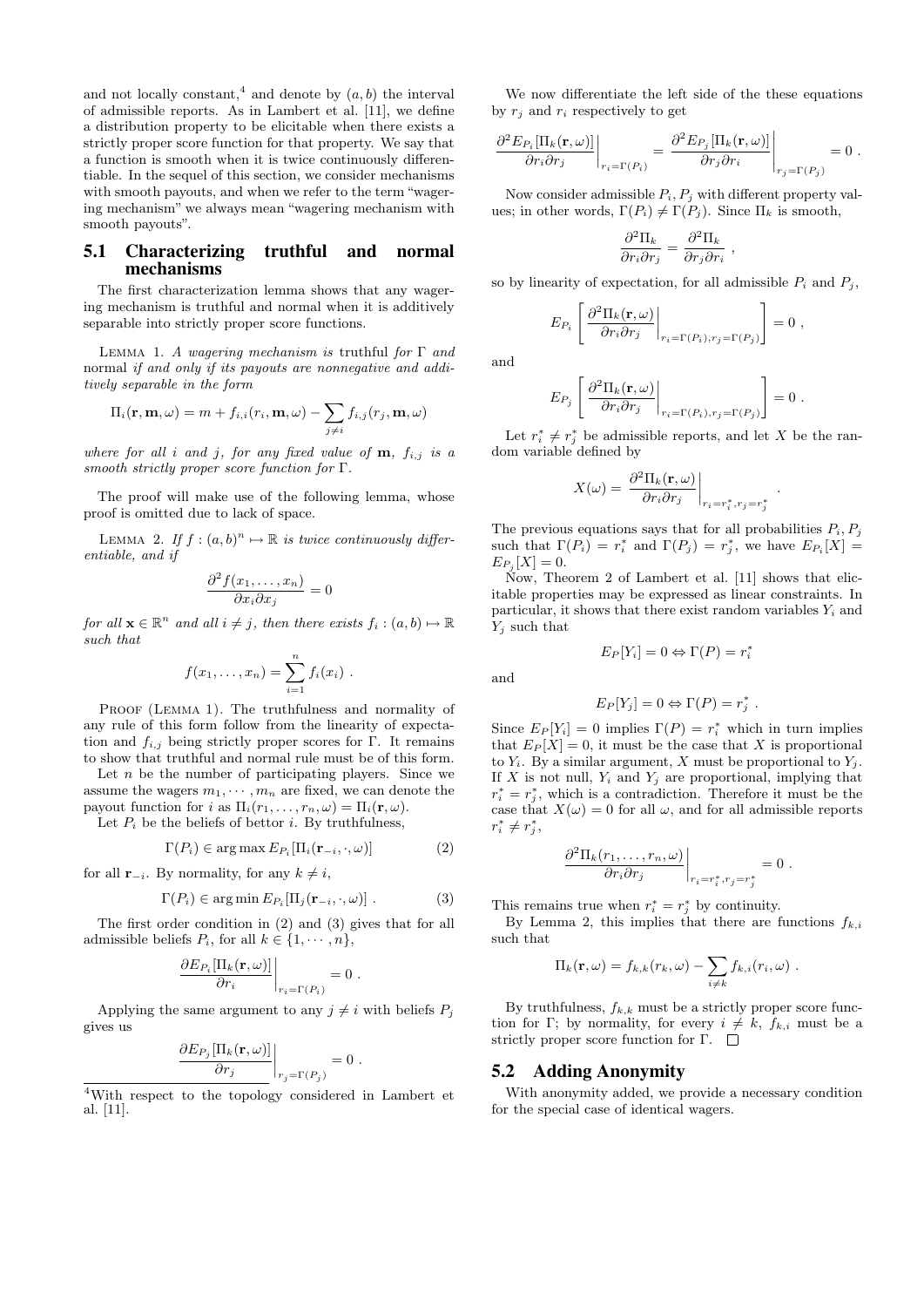and not locally constant,[4] and denote by $(a, b)$ the interval of admissible reports. As in Lambert et al. [11], we define a distribution property to be elicitable when there exists a strictly proper score function for that property. We say that a function is smooth when it is twice continuously differentiable. In the sequel of this section, we consider mechanisms with smooth payouts, and when we refer to the term "wagering mechanism" we always mean "wagering mechanism with smooth payouts".

## 5.1 Characterizing truthful and normal mechanisms

The first characterization lemma shows that any wagering mechanism is truthful and normal when it is additively separable into strictly proper score functions.

LEMMA 1. *A wagering mechanism is* truthful *for $\Gamma$ and* normal *if and only if its payouts are nonnegative and additively separable in the form*

$$\Pi_i(\mathbf{r}, \mathbf{m}, \omega) = m + f_{i,i}(r_i, \mathbf{m}, \omega) - \sum_{j \neq i} f_{i,j}(r_j, \mathbf{m}, \omega)$$

*where for all $i$ and $j$, for any fixed value of $\mathbf{m}$, $f_{i,j}$ is a smooth strictly proper score function for $\Gamma$.*

The proof will make use of the following lemma, whose proof is omitted due to lack of space.

LEMMA 2. *If $f : (a, b)^n \mapsto \mathbb{R}$ is twice continuously differentiable, and if*

$$\frac{\partial^2 f(x_1, \ldots, x_n)}{\partial x_i \partial x_j} = 0$$

*for all $\mathbf{x} \in \mathbb{R}^n$ and all $i \neq j$, then there exists $f_i : (a, b) \mapsto \mathbb{R}$ such that*

$$f(x_1, \ldots, x_n) = \sum_{i=1}^{n} f_i(x_i) \ .$$

PROOF (LEMMA 1). The truthfulness and normality of any rule of this form follow from the linearity of expectation and $f_{i,j}$ being strictly proper scores for $\Gamma$. It remains to show that truthful and normal rule must be of this form.

Let $n$ be the number of participating players. Since we assume the wagers $m_1, \cdots, m_n$ are fixed, we can denote the payout function for $i$ as $\Pi_i(r_1, \ldots, r_n, \omega) = \Pi_i(\mathbf{r}, \omega)$.

Let $P_i$ be the beliefs of bettor $i$. By truthfulness,

$$\Gamma(P_i) \in \arg\max E_{P_i}[\Pi_i(\mathbf{r}_{-i}, \cdot, \omega)] \tag{2}$$

for all $\mathbf{r}_{-i}$. By normality, for any $k \neq i$,

$$\Gamma(P_i) \in \arg\min E_{P_i}[\Pi_j(\mathbf{r}_{-i}, \cdot, \omega)] \ . \tag{3}$$

The first order condition in (2) and (3) gives that for all admissible beliefs $P_i$, for all $k \in \{1, \cdots, n\}$,

$$\left.\frac{\partial E_{P_i}[\Pi_k(\mathbf{r}, \omega)]}{\partial r_i}\right|_{r_i = \Gamma(P_i)} = 0 \ .$$

Applying the same argument to any $j \neq i$ with beliefs $P_j$ gives us

$$\left.\frac{\partial E_{P_j}[\Pi_k(\mathbf{r}, \omega)]}{\partial r_j}\right|_{r_j = \Gamma(P_j)} = 0 \ .$$

We now differentiate the left side of the these equations by $r_j$ and $r_i$ respectively to get

$$\left.\frac{\partial^2 E_{P_i}[\Pi_k(\mathbf{r}, \omega)]}{\partial r_i \partial r_j}\right|_{r_i = \Gamma(P_i)} = \left.\frac{\partial^2 E_{P_j}[\Pi_k(\mathbf{r}, \omega)]}{\partial r_j \partial r_i}\right|_{r_j = \Gamma(P_j)} = 0 \ .$$

Now consider admissible $P_i, P_j$ with different property values; in other words, $\Gamma(P_i) \neq \Gamma(P_j)$. Since $\Pi_k$ is smooth,

$$\frac{\partial^2 \Pi_k}{\partial r_i \partial r_j} = \frac{\partial^2 \Pi_k}{\partial r_j \partial r_i} \ ,$$

so by linearity of expectation, for all admissible $P_i$ and $P_j$,

$$E_{P_i}\left[ \left.\frac{\partial^2 \Pi_k(\mathbf{r}, \omega)}{\partial r_i \partial r_j}\right|_{r_i = \Gamma(P_i), r_j = \Gamma(P_j)} \right] = 0 \ ,$$

and

$$E_{P_j}\left[ \left.\frac{\partial^2 \Pi_k(\mathbf{r}, \omega)}{\partial r_i \partial r_j}\right|_{r_i = \Gamma(P_i), r_j = \Gamma(P_j)} \right] = 0 \ .$$

Let $r_i^* \neq r_j^*$ be admissible reports, and let $X$ be the random variable defined by

$$X(\omega) = \left.\frac{\partial^2 \Pi_k(\mathbf{r}, \omega)}{\partial r_i \partial r_j}\right|_{r_i = r_i^*, r_j = r_j^*} \ .$$

The previous equations says that for all probabilities $P_i, P_j$ such that $\Gamma(P_i) = r_i^*$ and $\Gamma(P_j) = r_j^*$, we have $E_{P_i}[X] = E_{P_j}[X] = 0$.

Now, Theorem 2 of Lambert et al. [11] shows that elicitable properties may be expressed as linear constraints. In particular, it shows that there exist random variables $Y_i$ and $Y_j$ such that

$$E_P[Y_i] = 0 \Leftrightarrow \Gamma(P) = r_i^*$$

and

$$E_P[Y_j] = 0 \Leftrightarrow \Gamma(P) = r_j^* \ .$$

Since $E_P[Y_i] = 0$ implies $\Gamma(P) = r_i^*$ which in turn implies that $E_P[X] = 0$, it must be the case that $X$ is proportional to $Y_i$. By a similar argument, $X$ must be proportional to $Y_j$. If $X$ is not null, $Y_i$ and $Y_j$ are proportional, implying that $r_i^* = r_j^*$, which is a contradiction. Therefore it must be the case that $X(\omega) = 0$ for all $\omega$, and for all admissible reports $r_i^* \neq r_j^*$,

$$\left.\frac{\partial^2 \Pi_k(r_1, \ldots, r_n, \omega)}{\partial r_i \partial r_j}\right|_{r_i = r_i^*, r_j = r_j^*} = 0 \ .$$

This remains true when $r_i^* = r_j^*$ by continuity.

By Lemma 2, this implies that there are functions $f_{k,i}$ such that

$$\Pi_k(\mathbf{r}, \omega) = f_{k,k}(r_k, \omega) - \sum_{i \neq k} f_{k,i}(r_i, \omega) \ .$$

By truthfulness, $f_{k,k}$ must be a strictly proper score function for $\Gamma$; by normality, for every $i \neq k$, $f_{k,i}$ must be a strictly proper score function for $\Gamma$. ☐

## 5.2 Adding Anonymity

With anonymity added, we provide a necessary condition for the special case of identical wagers.

[4] With respect to the topology considered in Lambert et al. [11].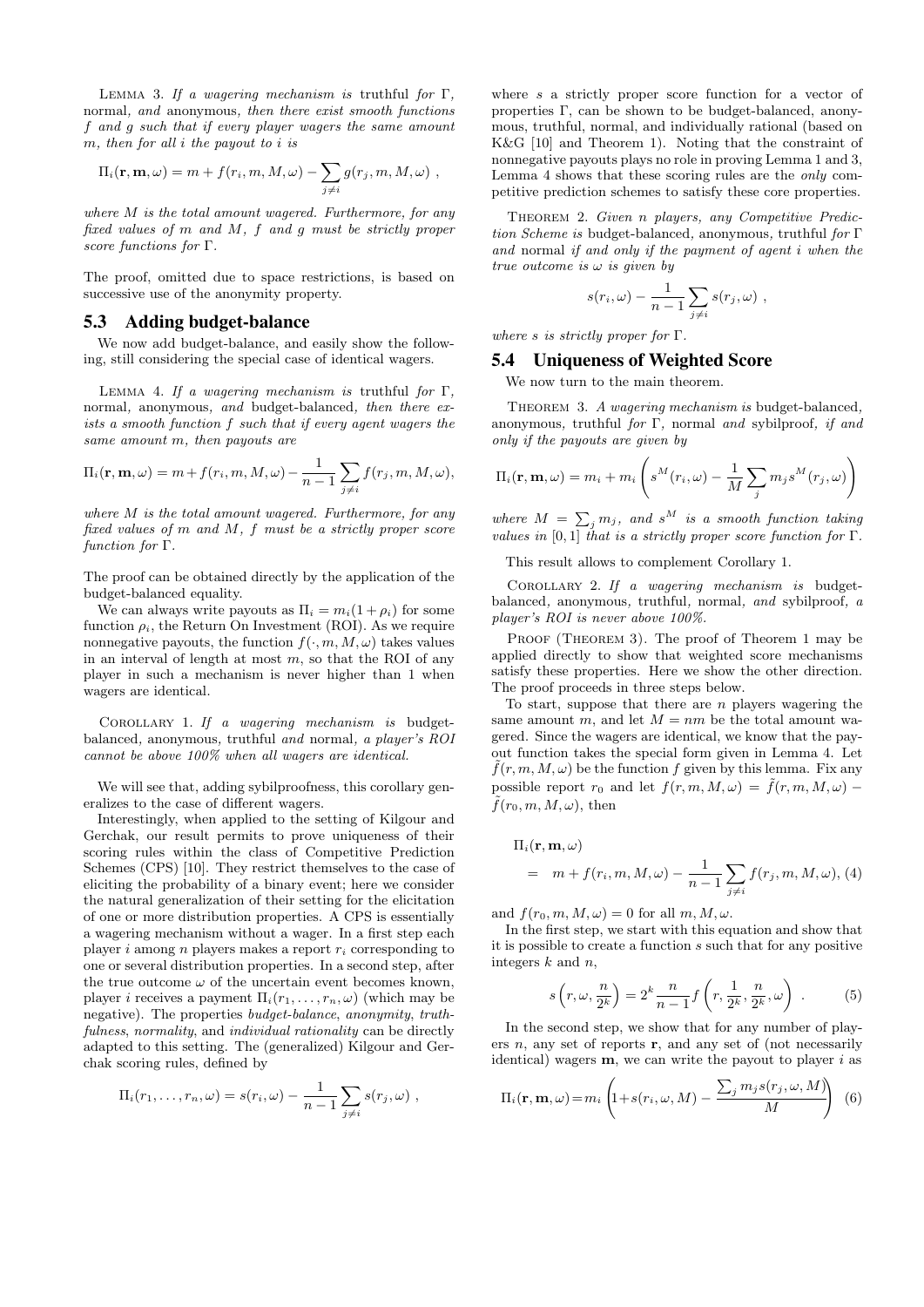LEMMA 3. *If a wagering mechanism is* truthful *for* $\Gamma$, normal*, and* anonymous*, then there exist smooth functions* $f$ *and* $g$ *such that if every player wagers the same amount* $m$*, then for all* $i$ *the payout to* $i$ *is*

$$\Pi_i(\mathbf{r}, \mathbf{m}, \omega) = m + f(r_i, m, M, \omega) - \sum_{j \neq i} g(r_j, m, M, \omega) \ ,$$

*where* $M$ *is the total amount wagered. Furthermore, for any fixed values of* $m$ *and* $M$*,* $f$ *and* $g$ *must be strictly proper score functions for* $\Gamma$.

The proof, omitted due to space restrictions, is based on successive use of the anonymity property.

## 5.3 Adding budget-balance

We now add budget-balance, and easily show the following, still considering the special case of identical wagers.

LEMMA 4. *If a wagering mechanism is* truthful *for* $\Gamma$, normal*,* anonymous*, and* budget-balanced*, then there exists a smooth function* $f$ *such that if every agent wagers the same amount* $m$*, then payouts are*

$$\Pi_i(\mathbf{r}, \mathbf{m}, \omega) = m + f(r_i, m, M, \omega) - \frac{1}{n-1}\sum_{j \neq i} f(r_j, m, M, \omega),$$

*where* $M$ *is the total amount wagered. Furthermore, for any fixed values of* $m$ *and* $M$*,* $f$ *must be a strictly proper score function for* $\Gamma$.

The proof can be obtained directly by the application of the budget-balanced equality.

We can always write payouts as $\Pi_i = m_i(1 + \rho_i)$ for some function $\rho_i$, the Return On Investment (ROI). As we require nonnegative payouts, the function $f(\cdot, m, M, \omega)$ takes values in an interval of length at most $m$, so that the ROI of any player in such a mechanism is never higher than 1 when wagers are identical.

COROLLARY 1. *If a wagering mechanism is* budget-balanced*,* anonymous*,* truthful *and* normal*, a player's ROI cannot be above 100% when all wagers are identical.*

We will see that, adding sybilproofness, this corollary generalizes to the case of different wagers.

Interestingly, when applied to the setting of Kilgour and Gerchak, our result permits to prove uniqueness of their scoring rules within the class of Competitive Prediction Schemes (CPS) [10]. They restrict themselves to the case of eliciting the probability of a binary event; here we consider the natural generalization of their setting for the elicitation of one or more distribution properties. A CPS is essentially a wagering mechanism without a wager. In a first step each player $i$ among $n$ players makes a report $r_i$ corresponding to one or several distribution properties. In a second step, after the true outcome $\omega$ of the uncertain event becomes known, player $i$ receives a payment $\Pi_i(r_1, \ldots, r_n, \omega)$ (which may be negative). The properties *budget-balance*, *anonymity*, *truthfulness*, *normality*, and *individual rationality* can be directly adapted to this setting. The (generalized) Kilgour and Gerchak scoring rules, defined by

$$\Pi_i(r_1, \ldots, r_n, \omega) = s(r_i, \omega) - \frac{1}{n-1}\sum_{j \neq i} s(r_j, \omega) \ ,$$

where $s$ a strictly proper score function for a vector of properties $\Gamma$, can be shown to be budget-balanced, anonymous, truthful, normal, and individually rational (based on K&G [10] and Theorem 1). Noting that the constraint of nonnegative payouts plays no role in proving Lemma 1 and 3, Lemma 4 shows that these scoring rules are the *only* competitive prediction schemes to satisfy these core properties.

THEOREM 2. *Given* $n$ *players, any Competitive Prediction Scheme is* budget-balanced*,* anonymous*,* truthful *for* $\Gamma$ *and* normal *if and only if the payment of agent* $i$ *when the true outcome is* $\omega$ *is given by*

$$s(r_i, \omega) - \frac{1}{n-1}\sum_{j \neq i} s(r_j, \omega) \ ,$$

*where* $s$ *is strictly proper for* $\Gamma$.

## 5.4 Uniqueness of Weighted Score

We now turn to the main theorem.

THEOREM 3. *A wagering mechanism is* budget-balanced*,* anonymous*,* truthful *for* $\Gamma$*,* normal *and* sybilproof*, if and only if the payouts are given by*

$$\Pi_i(\mathbf{r}, \mathbf{m}, \omega) = m_i + m_i\left(s^M(r_i, \omega) - \frac{1}{M}\sum_j m_j s^M(r_j, \omega)\right)$$

*where* $M = \sum_j m_j$*, and* $s^M$ *is a smooth function taking values in* $[0, 1]$ *that is a strictly proper score function for* $\Gamma$.

This result allows to complement Corollary 1.

COROLLARY 2. *If a wagering mechanism is* budget-balanced*,* anonymous*,* truthful*,* normal*, and* sybilproof*, a player's ROI is never above 100%.*

PROOF (THEOREM 3). The proof of Theorem 1 may be applied directly to show that weighted score mechanisms satisfy these properties. Here we show the other direction. The proof proceeds in three steps below.

To start, suppose that there are $n$ players wagering the same amount $m$, and let $M = nm$ be the total amount wagered. Since the wagers are identical, we know that the payout function takes the special form given in Lemma 4. Let $\tilde{f}(r, m, M, \omega)$ be the function $f$ given by this lemma. Fix any possible report $r_0$ and let $f(r, m, M, \omega) = \tilde{f}(r, m, M, \omega) - \tilde{f}(r_0, m, M, \omega)$, then

$$\begin{aligned} &\Pi_i(\mathbf{r}, \mathbf{m}, \omega) \\ &\quad = \ m + f(r_i, m, M, \omega) - \frac{1}{n-1}\sum_{j \neq i} f(r_j, m, M, \omega), \quad (4) \end{aligned}$$

and $f(r_0, m, M, \omega) = 0$ for all $m, M, \omega$.

In the first step, we start with this equation and show that it is possible to create a function $s$ such that for any positive integers $k$ and $n$,

$$s\left(r, \omega, \frac{n}{2^k}\right) = 2^k \frac{n}{n-1} f\left(r, \frac{1}{2^k}, \frac{n}{2^k}, \omega\right) \ . \quad (5)$$

In the second step, we show that for any number of players $n$, any set of reports $\mathbf{r}$, and any set of (not necessarily identical) wagers $\mathbf{m}$, we can write the payout to player $i$ as

$$\Pi_i(\mathbf{r}, \mathbf{m}, \omega) = m_i\left(1 + s(r_i, \omega, M) - \frac{\sum_j m_j s(r_j, \omega, M)}{M}\right) \quad (6)$$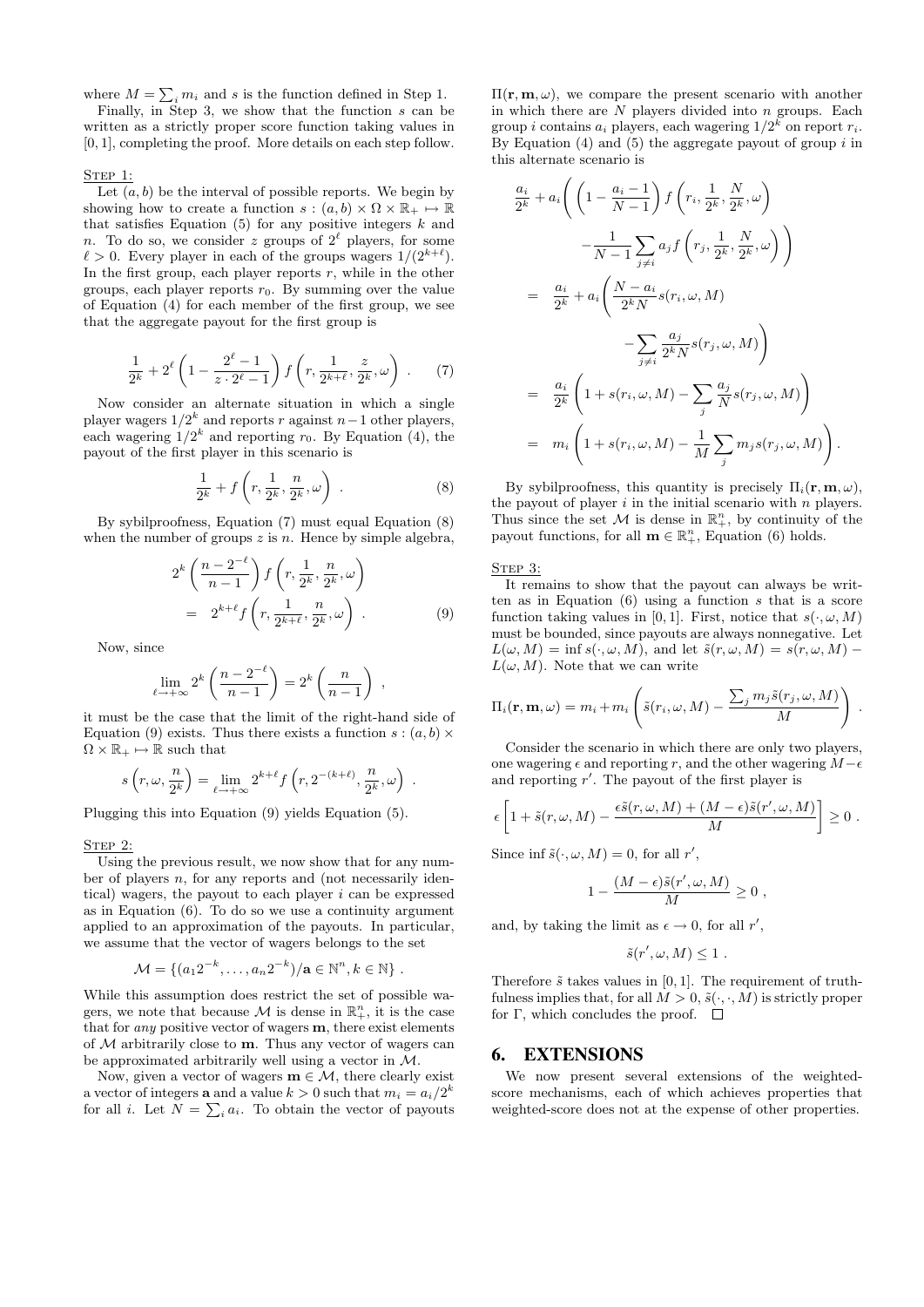where $M = \sum_i m_i$ and $s$ is the function defined in Step 1.

Finally, in Step 3, we show that the function $s$ can be written as a strictly proper score function taking values in $[0, 1]$, completing the proof. More details on each step follow.

Step 1:

Let $(a, b)$ be the interval of possible reports. We begin by showing how to create a function $s : (a, b) \times \Omega \times \mathbb{R}_+ \mapsto \mathbb{R}$ that satisfies Equation (5) for any positive integers $k$ and $n$. To do so, we consider $z$ groups of $2^\ell$ players, for some $\ell > 0$. Every player in each of the groups wagers $1/(2^{k+\ell})$. In the first group, each player reports $r$, while in the other groups, each player reports $r_0$. By summing over the value of Equation (4) for each member of the first group, we see that the aggregate payout for the first group is

$$\frac{1}{2^k} + 2^\ell \left(1 - \frac{2^\ell - 1}{z \cdot 2^\ell - 1}\right) f\left(r, \frac{1}{2^{k+\ell}}, \frac{z}{2^k}, \omega\right) \ . \qquad (7)$$

Now consider an alternate situation in which a single player wagers $1/2^k$ and reports $r$ against $n-1$ other players, each wagering $1/2^k$ and reporting $r_0$. By Equation (4), the payout of the first player in this scenario is

$$\frac{1}{2^k} + f\left(r, \frac{1}{2^k}, \frac{n}{2^k}, \omega\right) \ . \qquad (8)$$

By sybilproofness, Equation (7) must equal Equation (8) when the number of groups $z$ is $n$. Hence by simple algebra,

$$\begin{aligned} 2^k \left(\frac{n - 2^{-\ell}}{n-1}\right) f\left(r, \frac{1}{2^k}, \frac{n}{2^k}, \omega\right) \\ = \ 2^{k+\ell} f\left(r, \frac{1}{2^{k+\ell}}, \frac{n}{2^k}, \omega\right) \ . \end{aligned} \qquad (9)$$

Now, since

$$\lim_{\ell \to +\infty} 2^k \left(\frac{n - 2^{-\ell}}{n-1}\right) = 2^k \left(\frac{n}{n-1}\right) \ ,$$

it must be the case that the limit of the right-hand side of Equation (9) exists. Thus there exists a function $s : (a, b) \times \Omega \times \mathbb{R}_+ \mapsto \mathbb{R}$ such that

$$s\left(r, \omega, \frac{n}{2^k}\right) = \lim_{\ell \to +\infty} 2^{k+\ell} f\left(r, 2^{-(k+\ell)}, \frac{n}{2^k}, \omega\right) \ .$$

Plugging this into Equation (9) yields Equation (5).

Step 2:

Using the previous result, we now show that for any number of players $n$, for any reports and (not necessarily identical) wagers, the payout to each player $i$ can be expressed as in Equation (6). To do so we use a continuity argument applied to an approximation of the payouts. In particular, we assume that the vector of wagers belongs to the set

$$\mathcal{M} = \{(a_1 2^{-k}, \ldots, a_n 2^{-k}) / \mathbf{a} \in \mathbb{N}^n, k \in \mathbb{N}\} \ .$$

While this assumption does restrict the set of possible wagers, we note that because $\mathcal{M}$ is dense in $\mathbb{R}^n_+$, it is the case that for *any* positive vector of wagers $\mathbf{m}$, there exist elements of $\mathcal{M}$ arbitrarily close to $\mathbf{m}$. Thus any vector of wagers can be approximated arbitrarily well using a vector in $\mathcal{M}$.

Now, given a vector of wagers $\mathbf{m} \in \mathcal{M}$, there clearly exist a vector of integers $\mathbf{a}$ and a value $k > 0$ such that $m_i = a_i/2^k$ for all $i$. Let $N = \sum_i a_i$. To obtain the vector of payouts $\Pi(\mathbf{r}, \mathbf{m}, \omega)$, we compare the present scenario with another in which there are $N$ players divided into $n$ groups. Each group $i$ contains $a_i$ players, each wagering $1/2^k$ on report $r_i$. By Equation (4) and (5) the aggregate payout of group $i$ in this alternate scenario is

$$\begin{aligned} & \frac{a_i}{2^k} + a_i \Bigg( \left(1 - \frac{a_i - 1}{N-1}\right) f\left(r_i, \frac{1}{2^k}, \frac{N}{2^k}, \omega\right) \\ & \qquad - \frac{1}{N-1} \sum_{j \neq i} a_j f\left(r_j, \frac{1}{2^k}, \frac{N}{2^k}, \omega\right) \Bigg) \\ = \ & \frac{a_i}{2^k} + a_i \Bigg( \frac{N - a_i}{2^k N} s(r_i, \omega, M) \\ & \qquad - \sum_{j \neq i} \frac{a_j}{2^k N} s(r_j, \omega, M) \Bigg) \\ = \ & \frac{a_i}{2^k} \left(1 + s(r_i, \omega, M) - \sum_j \frac{a_j}{N} s(r_j, \omega, M)\right) \\ = \ & m_i \left(1 + s(r_i, \omega, M) - \frac{1}{M} \sum_j m_j s(r_j, \omega, M)\right) . \end{aligned}$$

By sybilproofness, this quantity is precisely $\Pi_i(\mathbf{r}, \mathbf{m}, \omega)$, the payout of player $i$ in the initial scenario with $n$ players. Thus since the set $\mathcal{M}$ is dense in $\mathbb{R}^n_+$, by continuity of the payout functions, for all $\mathbf{m} \in \mathbb{R}^n_+$, Equation (6) holds.

Step 3:

It remains to show that the payout can always be written as in Equation (6) using a function $s$ that is a score function taking values in $[0, 1]$. First, notice that $s(\cdot, \omega, M)$ must be bounded, since payouts are always nonnegative. Let $L(\omega, M) = \inf s(\cdot, \omega, M)$, and let $\tilde{s}(r, \omega, M) = s(r, \omega, M) - L(\omega, M)$. Note that we can write

$$\Pi_i(\mathbf{r}, \mathbf{m}, \omega) = m_i + m_i \left(\tilde{s}(r_i, \omega, M) - \frac{\sum_j m_j \tilde{s}(r_j, \omega, M)}{M}\right) .$$

Consider the scenario in which there are only two players, one wagering $\epsilon$ and reporting $r$, and the other wagering $M - \epsilon$ and reporting $r'$. The payout of the first player is

$$\epsilon \left[1 + \tilde{s}(r, \omega, M) - \frac{\epsilon \tilde{s}(r, \omega, M) + (M - \epsilon)\tilde{s}(r', \omega, M)}{M}\right] \geq 0 \ .$$

Since $\inf \tilde{s}(\cdot, \omega, M) = 0$, for all $r'$,

$$1 - \frac{(M - \epsilon)\tilde{s}(r', \omega, M)}{M} \geq 0 \ ,$$

and, by taking the limit as $\epsilon \to 0$, for all $r'$,

$$\tilde{s}(r', \omega, M) \leq 1 \ .$$

Therefore $\tilde{s}$ takes values in $[0, 1]$. The requirement of truthfulness implies that, for all $M > 0$, $\tilde{s}(\cdot, \cdot, M)$ is strictly proper for $\Gamma$, which concludes the proof. $\square$

# 6. EXTENSIONS

We now present several extensions of the weighted-score mechanisms, each of which achieves properties that weighted-score does not at the expense of other properties.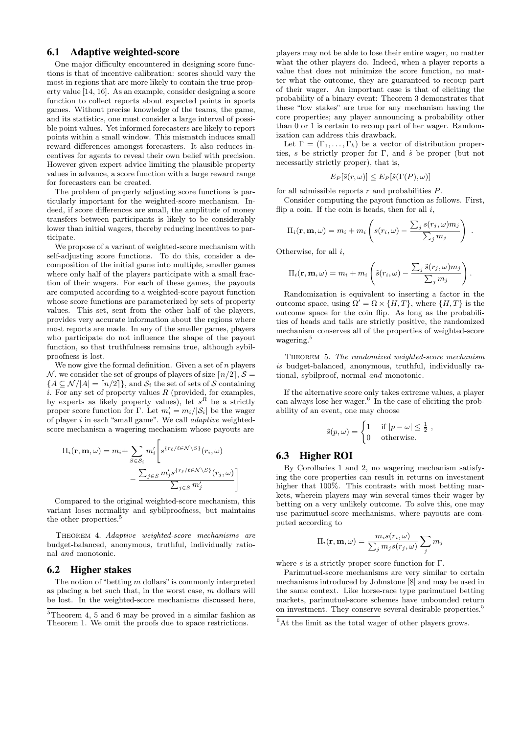### 6.1 Adaptive weighted-score

One major difficulty encountered in designing score functions is that of incentive calibration: scores should vary the most in regions that are more likely to contain the true property value [14, 16]. As an example, consider designing a score function to collect reports about expected points in sports games. Without precise knowledge of the teams, the game, and its statistics, one must consider a large interval of possible point values. Yet informed forecasters are likely to report points within a small window. This mismatch induces small reward differences amongst forecasters. It also reduces incentives for agents to reveal their own belief with precision. However given expert advice limiting the plausible property values in advance, a score function with a large reward range for forecasters can be created.

The problem of properly adjusting score functions is particularly important for the weighted-score mechanism. Indeed, if score differences are small, the amplitude of money transfers between participants is likely to be considerably lower than initial wagers, thereby reducing incentives to participate.

We propose of a variant of weighted-score mechanism with self-adjusting score functions. To do this, consider a decomposition of the initial game into multiple, smaller games where only half of the players participate with a small fraction of their wagers. For each of these games, the payouts are computed according to a weighted-score payout function whose score functions are parameterized by sets of property values. This set, sent from the other half of the players, provides very accurate information about the regions where most reports are made. In any of the smaller games, players who participate do not influence the shape of the payout function, so that truthfulness remains true, although sybilproofness is lost.

We now give the formal definition. Given a set of $n$ players $\mathcal{N}$, we consider the set of groups of players of size $\lceil n/2 \rceil$, $\mathcal{S} = \{A \subseteq \mathcal{N} / |A| = \lceil n/2 \rceil\}$, and $\mathcal{S}_i$ the set of sets of $\mathcal{S}$ containing $i$. For any set of property values $R$ (provided, for examples, by experts as likely property values), let $s^R$ be a strictly proper score function for $\Gamma$. Let $m'_i = m_i / |\mathcal{S}_i|$ be the wager of player $i$ in each "small game". We call *adaptive* weighted-score mechanism a wagering mechanism whose payouts are

$$\Pi_i(\mathbf{r}, \mathbf{m}, \omega) = m_i + \sum_{S \in \mathcal{S}_i} m'_i \left[ s^{\{r_\ell / \ell \in \mathcal{N} \setminus S\}}(r_i, \omega) - \frac{\sum_{j \in S} m'_j s^{\{r_\ell / \ell \in \mathcal{N} \setminus S\}}(r_j, \omega)}{\sum_{j \in S} m'_j} \right]$$

Compared to the original weighted-score mechanism, this variant loses normality and sybilproofness, but maintains the other properties.[5]

Theorem 4. *Adaptive weighted-score mechanisms are* budget-balanced*,* anonymous*,* truthful*,* individually rational *and* monotonic*.*

### 6.2 Higher stakes

The notion of "betting $m$ dollars" is commonly interpreted as placing a bet such that, in the worst case, $m$ dollars will be lost. In the weighted-score mechanisms discussed here, players may not be able to lose their entire wager, no matter what the other players do. Indeed, when a player reports a value that does not minimize the score function, no matter what the outcome, they are guaranteed to recoup part of their wager. An important case is that of eliciting the probability of a binary event: Theorem 3 demonstrates that these "low stakes" are true for any mechanism having the core properties; any player announcing a probability other than 0 or 1 is certain to recoup part of her wager. Randomization can address this drawback.

Let $\Gamma = (\Gamma_1, \ldots, \Gamma_k)$ be a vector of distribution properties, $s$ be strictly proper for $\Gamma$, and $\tilde{s}$ be proper (but not necessarily strictly proper), that is,

$$E_P[\tilde{s}(r, \omega)] \leq E_P[\tilde{s}(\Gamma(P), \omega)]$$

for all admissible reports $r$ and probabilities $P$.

Consider computing the payout function as follows. First, flip a coin. If the coin is heads, then for all $i$,

$$\Pi_i(\mathbf{r}, \mathbf{m}, \omega) = m_i + m_i \left( s(r_i, \omega) - \frac{\sum_j s(r_j, \omega) m_j}{\sum_j m_j} \right).$$

Otherwise, for all $i$,

$$\Pi_i(\mathbf{r}, \mathbf{m}, \omega) = m_i + m_i \left( \tilde{s}(r_i, \omega) - \frac{\sum_j \tilde{s}(r_j, \omega) m_j}{\sum_j m_j} \right).$$

Randomization is equivalent to inserting a factor in the outcome space, using $\Omega' = \Omega \times \{H, T\}$, where $\{H, T\}$ is the outcome space for the coin flip. As long as the probabilities of heads and tails are strictly positive, the randomized mechanism conserves all of the properties of weighted-score wagering.[5]

Theorem 5. *The randomized weighted-score mechanism is* budget-balanced*,* anonymous*,* truthful*,* individually rational*,* sybilproof*,* normal *and* monotonic*.*

If the alternative score only takes extreme values, a player can always lose her wager.[6] In the case of eliciting the probability of an event, one may choose

$$\tilde{s}(p, \omega) = \begin{cases} 1 & \text{if } |p - \omega| \leq \frac{1}{2} \\ 0 & \text{otherwise.} \end{cases}$$

### 6.3 Higher ROI

By Corollaries 1 and 2, no wagering mechanism satisfying the core properties can result in returns on investment higher that 100%. This contrasts with most betting markets, wherein players may win several times their wager by betting on a very unlikely outcome. To solve this, one may use parimutuel-score mechanisms, where payouts are computed according to

$$\Pi_i(\mathbf{r}, \mathbf{m}, \omega) = \frac{m_i s(r_i, \omega)}{\sum_j m_j s(r_j, \omega)} \sum_j m_j$$

where $s$ is a strictly proper score function for $\Gamma$.

Parimutuel-score mechanisms are very similar to certain mechanisms introduced by Johnstone [8] and may be used in the same context. Like horse-race type parimutuel betting markets, parimutuel-score schemes have unbounded return on investment. They conserve several desirable properties.[5]

[5] Theorem 4, 5 and 6 may be proved in a similar fashion as Theorem 1. We omit the proofs due to space restrictions.

[6] At the limit as the total wager of other players grows.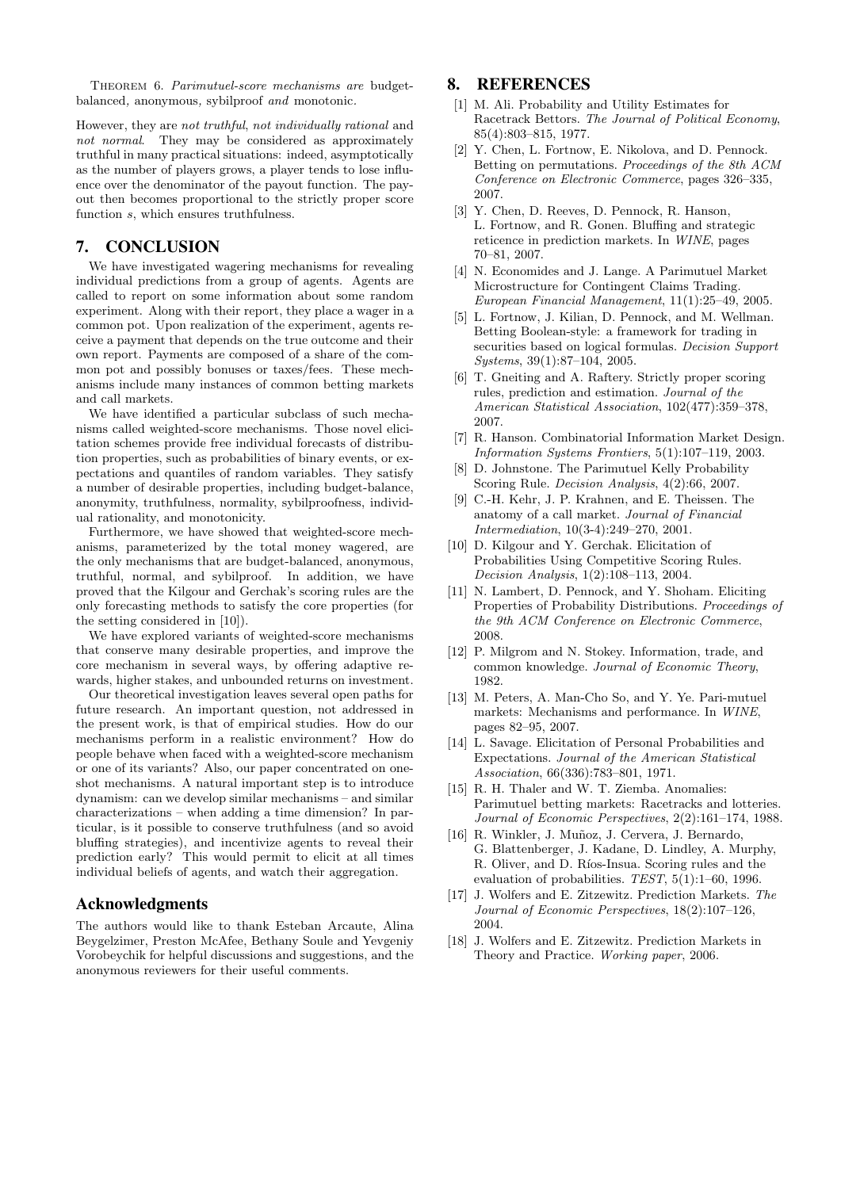Theorem 6. *Parimutuel-score mechanisms are* budget-balanced*,* anonymous*,* sybilproof *and* monotonic*.*

However, they are *not truthful*, *not individually rational* and *not normal*. They may be considered as approximately truthful in many practical situations: indeed, asymptotically as the number of players grows, a player tends to lose influence over the denominator of the payout function. The payout then becomes proportional to the strictly proper score function $s$, which ensures truthfulness.

## 7. CONCLUSION

We have investigated wagering mechanisms for revealing individual predictions from a group of agents. Agents are called to report on some information about some random experiment. Along with their report, they place a wager in a common pot. Upon realization of the experiment, agents receive a payment that depends on the true outcome and their own report. Payments are composed of a share of the common pot and possibly bonuses or taxes/fees. These mechanisms include many instances of common betting markets and call markets.

We have identified a particular subclass of such mechanisms called weighted-score mechanisms. Those novel elicitation schemes provide free individual forecasts of distribution properties, such as probabilities of binary events, or expectations and quantiles of random variables. They satisfy a number of desirable properties, including budget-balance, anonymity, truthfulness, normality, sybilproofness, individual rationality, and monotonicity.

Furthermore, we have showed that weighted-score mechanisms, parameterized by the total money wagered, are the only mechanisms that are budget-balanced, anonymous, truthful, normal, and sybilproof. In addition, we have proved that the Kilgour and Gerchak's scoring rules are the only forecasting methods to satisfy the core properties (for the setting considered in [10]).

We have explored variants of weighted-score mechanisms that conserve many desirable properties, and improve the core mechanism in several ways, by offering adaptive rewards, higher stakes, and unbounded returns on investment.

Our theoretical investigation leaves several open paths for future research. An important question, not addressed in the present work, is that of empirical studies. How do our mechanisms perform in a realistic environment? How do people behave when faced with a weighted-score mechanism or one of its variants? Also, our paper concentrated on one-shot mechanisms. A natural important step is to introduce dynamism: can we develop similar mechanisms – and similar characterizations – when adding a time dimension? In particular, is it possible to conserve truthfulness (and so avoid bluffing strategies), and incentivize agents to reveal their prediction early? This would permit to elicit at all times individual beliefs of agents, and watch their aggregation.

### Acknowledgments

The authors would like to thank Esteban Arcaute, Alina Beygelzimer, Preston McAfee, Bethany Soule and Yevgeniy Vorobeychik for helpful discussions and suggestions, and the anonymous reviewers for their useful comments.

## 8. REFERENCES

[1] M. Ali. Probability and Utility Estimates for Racetrack Bettors. *The Journal of Political Economy*, 85(4):803–815, 1977.

[2] Y. Chen, L. Fortnow, E. Nikolova, and D. Pennock. Betting on permutations. *Proceedings of the 8th ACM Conference on Electronic Commerce*, pages 326–335, 2007.

[3] Y. Chen, D. Reeves, D. Pennock, R. Hanson, L. Fortnow, and R. Gonen. Bluffing and strategic reticence in prediction markets. In *WINE*, pages 70–81, 2007.

[4] N. Economides and J. Lange. A Parimutuel Market Microstructure for Contingent Claims Trading. *European Financial Management*, 11(1):25–49, 2005.

[5] L. Fortnow, J. Kilian, D. Pennock, and M. Wellman. Betting Boolean-style: a framework for trading in securities based on logical formulas. *Decision Support Systems*, 39(1):87–104, 2005.

[6] T. Gneiting and A. Raftery. Strictly proper scoring rules, prediction and estimation. *Journal of the American Statistical Association*, 102(477):359–378, 2007.

[7] R. Hanson. Combinatorial Information Market Design. *Information Systems Frontiers*, 5(1):107–119, 2003.

[8] D. Johnstone. The Parimutuel Kelly Probability Scoring Rule. *Decision Analysis*, 4(2):66, 2007.

[9] C.-H. Kehr, J. P. Krahnen, and E. Theissen. The anatomy of a call market. *Journal of Financial Intermediation*, 10(3-4):249–270, 2001.

[10] D. Kilgour and Y. Gerchak. Elicitation of Probabilities Using Competitive Scoring Rules. *Decision Analysis*, 1(2):108–113, 2004.

[11] N. Lambert, D. Pennock, and Y. Shoham. Eliciting Properties of Probability Distributions. *Proceedings of the 9th ACM Conference on Electronic Commerce*, 2008.

[12] P. Milgrom and N. Stokey. Information, trade, and common knowledge. *Journal of Economic Theory*, 1982.

[13] M. Peters, A. Man-Cho So, and Y. Ye. Pari-mutuel markets: Mechanisms and performance. In *WINE*, pages 82–95, 2007.

[14] L. Savage. Elicitation of Personal Probabilities and Expectations. *Journal of the American Statistical Association*, 66(336):783–801, 1971.

[15] R. H. Thaler and W. T. Ziemba. Anomalies: Parimutuel betting markets: Racetracks and lotteries. *Journal of Economic Perspectives*, 2(2):161–174, 1988.

[16] R. Winkler, J. Muñoz, J. Cervera, J. Bernardo, G. Blattenberger, J. Kadane, D. Lindley, A. Murphy, R. Oliver, and D. Ríos-Insua. Scoring rules and the evaluation of probabilities. *TEST*, 5(1):1–60, 1996.

[17] J. Wolfers and E. Zitzewitz. Prediction Markets. *The Journal of Economic Perspectives*, 18(2):107–126, 2004.

[18] J. Wolfers and E. Zitzewitz. Prediction Markets in Theory and Practice. *Working paper*, 2006.